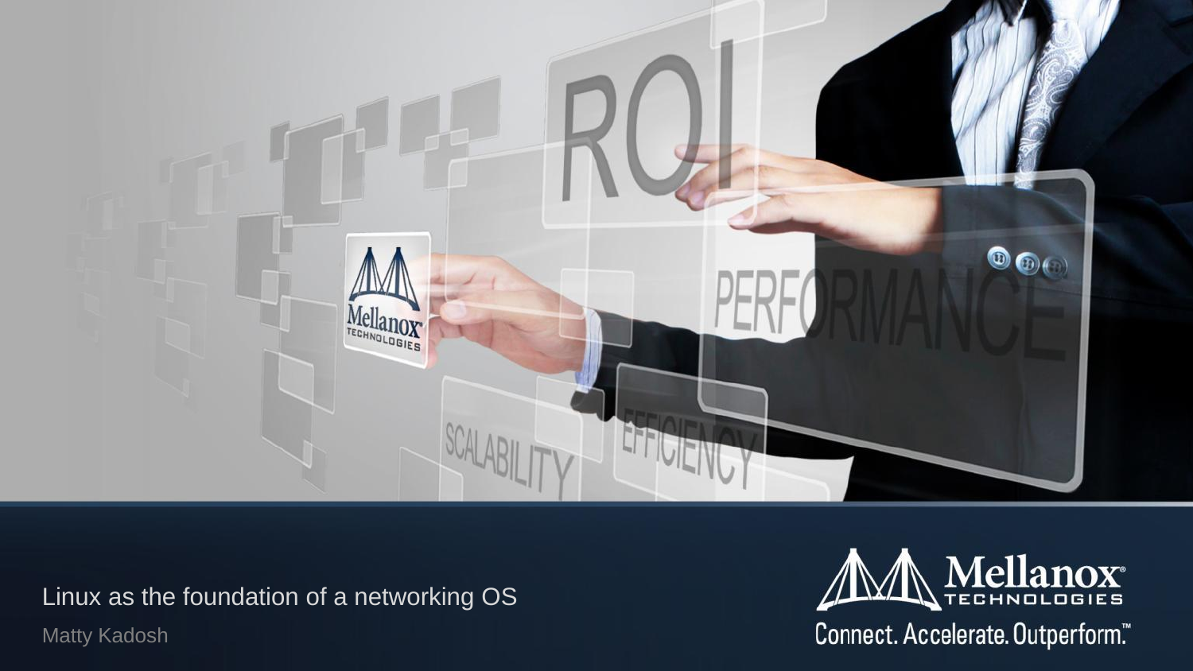# Linux as the foundation of a networking OS

Matty Kadosh

Mellanox Technologies

Connect. Accelerate. Outperform.™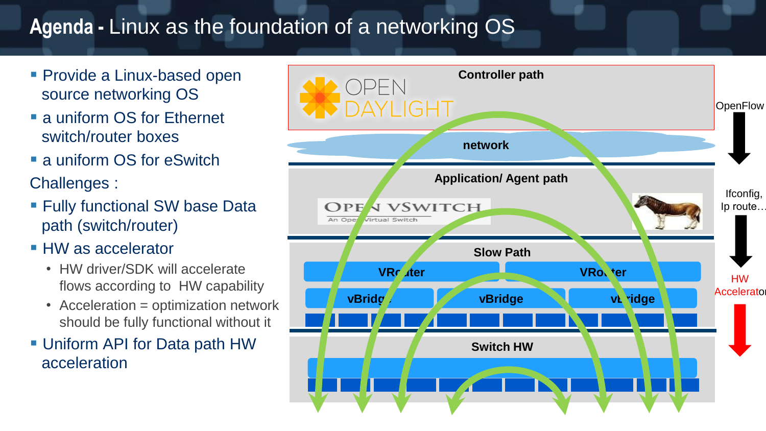# Agenda - Linux as the foundation of a networking OS

- Provide a Linux-based open source networking OS
- a uniform OS for Ethernet switch/router boxes
- a uniform OS for eSwitch

Challenges :

- Fully functional SW base Data path (switch/router)
- HW as accelerator
  - HW driver/SDK will accelerate flows according to HW capability
  - Acceleration = optimization network should be fully functional without it
- Uniform API for Data path HW acceleration

Controller path

OPEN DAYLIGHT

OpenFlow

network

Application/ Agent path

OPEN VSWITCH
An Open Virtual Switch

Ifconfig, Ip route…

Slow Path

VRouter | VRouter

vBridge | vBridge | vBridge

HW Accelerator

Switch HW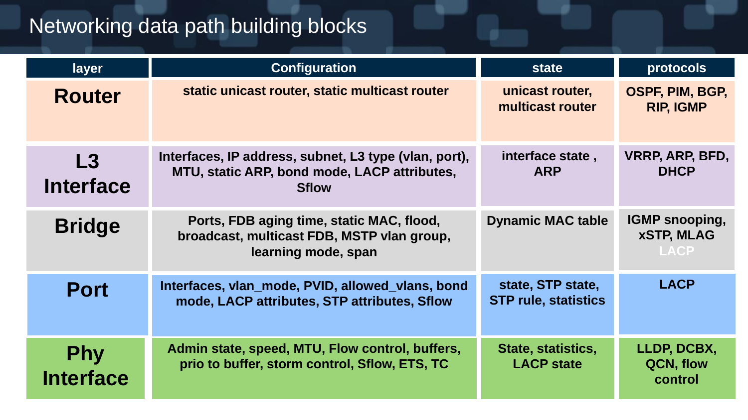# Networking data path building blocks

| layer | Configuration | state | protocols |
| --- | --- | --- | --- |
| **Router** | static unicast router, static multicast router | unicast router, multicast router | OSPF, PIM, BGP, RIP, IGMP |
| **L3 Interface** | Interfaces, IP address, subnet, L3 type (vlan, port), MTU, static ARP, bond mode, LACP attributes, Sflow | interface state , ARP | VRRP, ARP, BFD, DHCP |
| **Bridge** | Ports, FDB aging time, static MAC, flood, broadcast, multicast FDB, MSTP vlan group, learning mode, span | Dynamic MAC table | IGMP snooping, xSTP, MLAG LACP |
| **Port** | Interfaces, vlan_mode, PVID, allowed_vlans, bond mode, LACP attributes, STP attributes, Sflow | state, STP state, STP rule, statistics | LACP |
| **Phy Interface** | Admin state, speed, MTU, Flow control, buffers, prio to buffer, storm control, Sflow, ETS, TC | State, statistics, LACP state | LLDP, DCBX, QCN, flow control |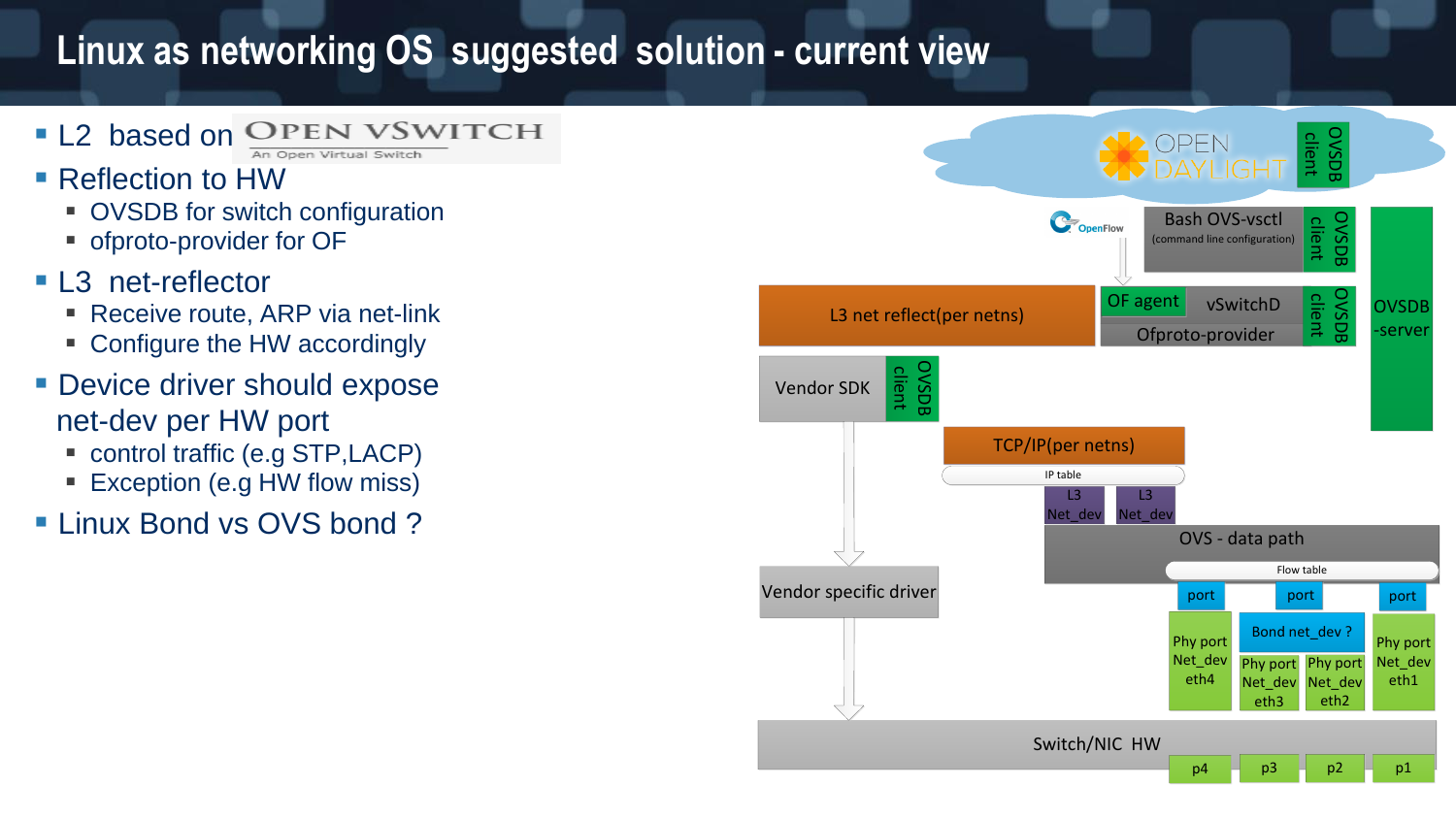# Linux as networking OS suggested solution - current view

- L2 based on OPEN VSWITCH (An Open Virtual Switch)
- Reflection to HW
  - OVSDB for switch configuration
  - ofproto-provider for OF
- L3 net-reflector
  - Receive route, ARP via net-link
  - Configure the HW accordingly
- Device driver should expose net-dev per HW port
  - control traffic (e.g STP,LACP)
  - Exception (e.g HW flow miss)
- Linux Bond vs OVS bond ?

OPEN DAYLIGHT | OVSDB client

OpenFlow

Bash OVS-vsctl (command line configuration) | OVSDB client

L3 net reflect(per netns)

OF agent | vSwitchD | Ofproto-provider | OVSDB client

OVSDB -server

Vendor SDK | OVSDB client

TCP/IP(per netns)

IP table

L3 Net_dev | L3 Net_dev

OVS - data path

Flow table

port | port | port

Vendor specific driver

Phy port Net_dev eth4

Bond net_dev ?

Phy port Net_dev eth3 | Phy port Net_dev eth2

Phy port Net_dev eth1

Switch/NIC HW

p4 | p3 | p2 | p1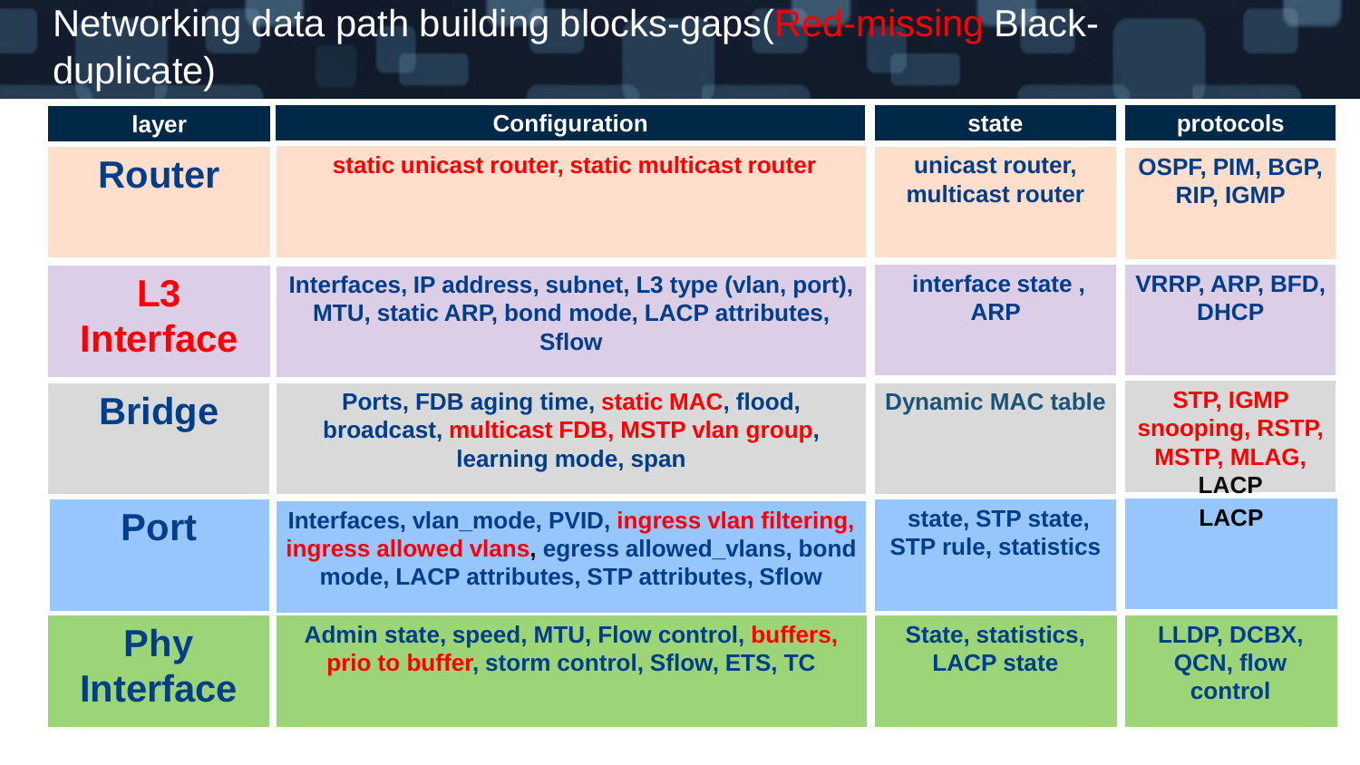# Networking data path building blocks-gaps(Red-missing Black-duplicate)

| layer | Configuration | state | protocols |
|---|---|---|---|
| Router | static unicast router, static multicast router | unicast router, multicast router | OSPF, PIM, BGP, RIP, IGMP |
| L3 Interface | Interfaces, IP address, subnet, L3 type (vlan, port), MTU, static ARP, bond mode, LACP attributes, Sflow | interface state , ARP | VRRP, ARP, BFD, DHCP |
| Bridge | Ports, FDB aging time, static MAC, flood, broadcast, multicast FDB, MSTP vlan group, learning mode, span | Dynamic MAC table | STP, IGMP snooping, RSTP, MSTP, MLAG, LACP |
| Port | Interfaces, vlan_mode, PVID, ingress vlan filtering, ingress allowed vlans, egress allowed_vlans, bond mode, LACP attributes, STP attributes, Sflow | state, STP state, STP rule, statistics | LACP |
| Phy Interface | Admin state, speed, MTU, Flow control, buffers, prio to buffer, storm control, Sflow, ETS, TC | State, statistics, LACP state | LLDP, DCBX, QCN, flow control |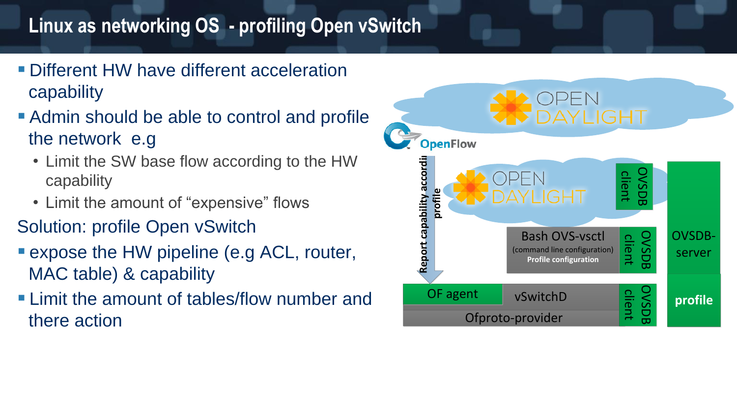# Linux as networking OS - profiling Open vSwitch

- Different HW have different acceleration capability
- Admin should be able to control and profile the network e.g
  - Limit the SW base flow according to the HW capability
  - Limit the amount of “expensive” flows

Solution: profile Open vSwitch

- expose the HW pipeline (e.g ACL, router, MAC table) & capability
- Limit the amount of tables/flow number and there action

OPEN DAYLIGHT

OpenFlow

Report capability according profile

OPEN DAYLIGHT

OVSDB client

Bash OVS-vsctl
(command line configuration)
**Profile configuration**

OVSDB client

OVSDB-server

OF agent

vSwitchD

Ofproto-provider

OVSDB client

**profile**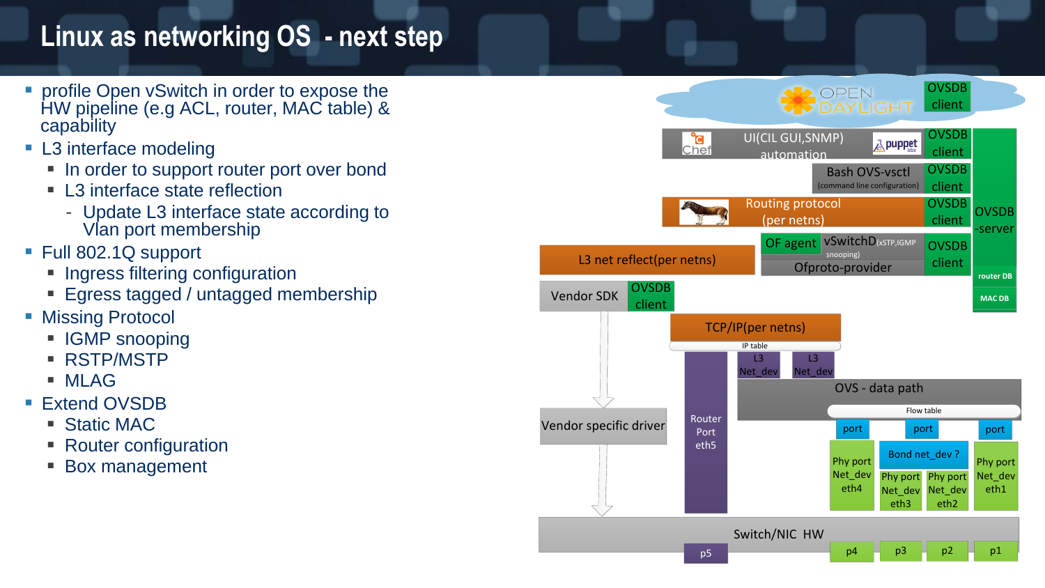# Linux as networking OS - next step

- profile Open vSwitch in order to expose the HW pipeline (e.g ACL, router, MAC table) & capability
- L3 interface modeling
  - In order to support router port over bond
  - L3 interface state reflection
    - Update L3 interface state according to Vlan port membership
- Full 802.1Q support
  - Ingress filtering configuration
  - Egress tagged / untagged membership
- Missing Protocol
  - IGMP snooping
  - RSTP/MSTP
  - MLAG
- Extend OVSDB
  - Static MAC
  - Router configuration
  - Box management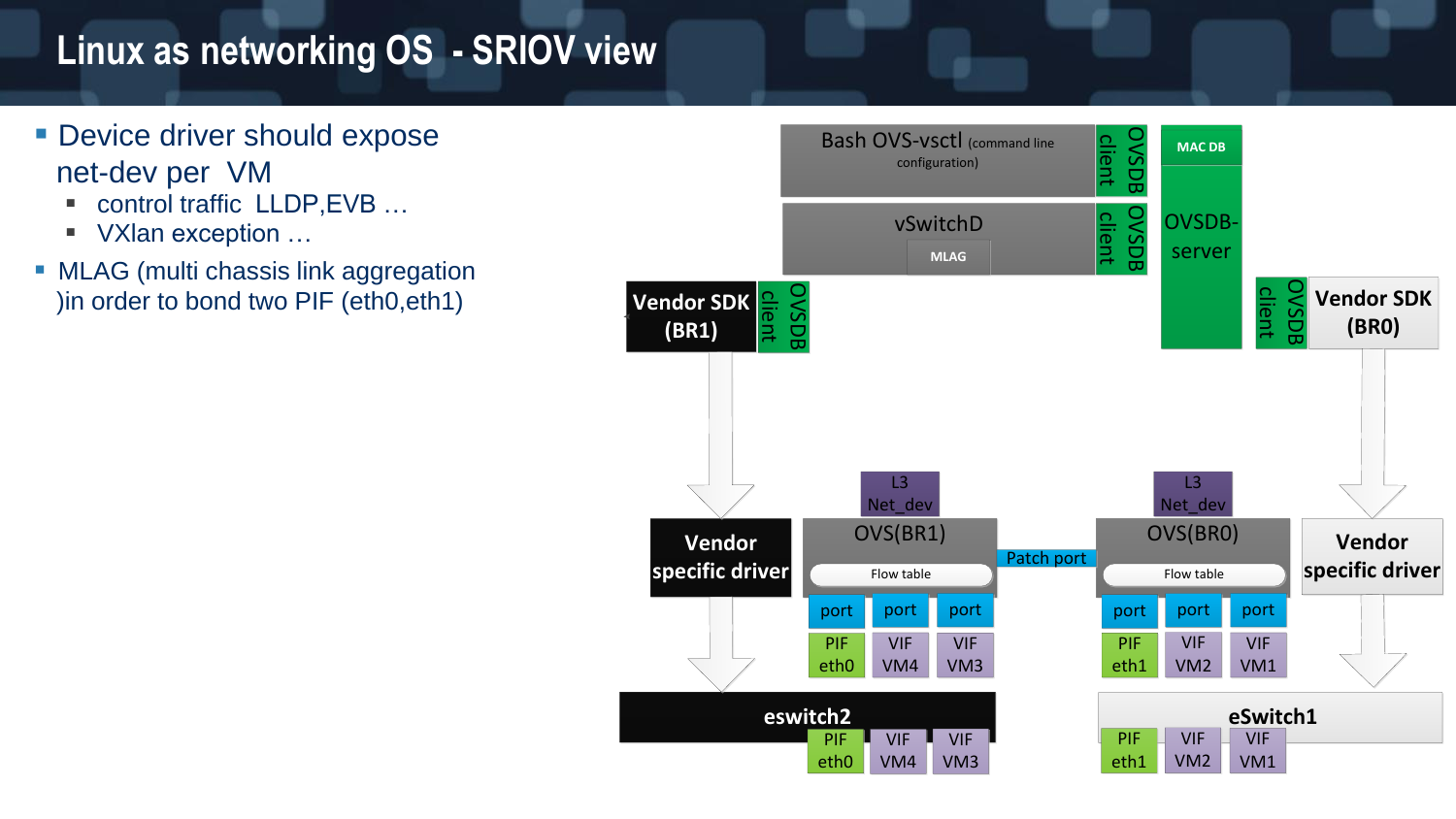# Linux as networking OS - SRIOV view

- Device driver should expose net-dev per VM
  - control traffic LLDP,EVB …
  - VXlan exception …
- MLAG (multi chassis link aggregation )in order to bond two PIF (eth0,eth1)

Bash OVS-vsctl (command line configuration)

OVSDB client

vSwitchD

MLAG

OVSDB client

MAC DB

OVSDB-server

Vendor SDK (BR1)

OVSDB client

OVSDB client

Vendor SDK (BR0)

L3 Net_dev

L3 Net_dev

Vendor specific driver

OVS(BR1)

Flow table

Patch port

OVS(BR0)

Flow table

Vendor specific driver

port | port | port

PIF eth0 | VIF VM4 | VIF VM3

port | port | port

PIF eth1 | VIF VM2 | VIF VM1

eswitch2

PIF eth0 | VIF VM4 | VIF VM3

eSwitch1

PIF eth1 | VIF VM2 | VIF VM1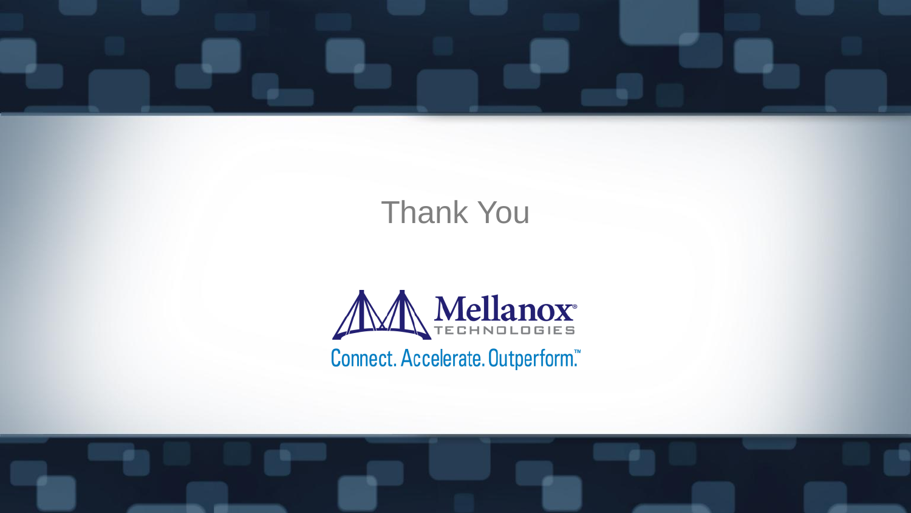# Thank You

Mellanox® TECHNOLOGIES

Connect. Accelerate. Outperform.™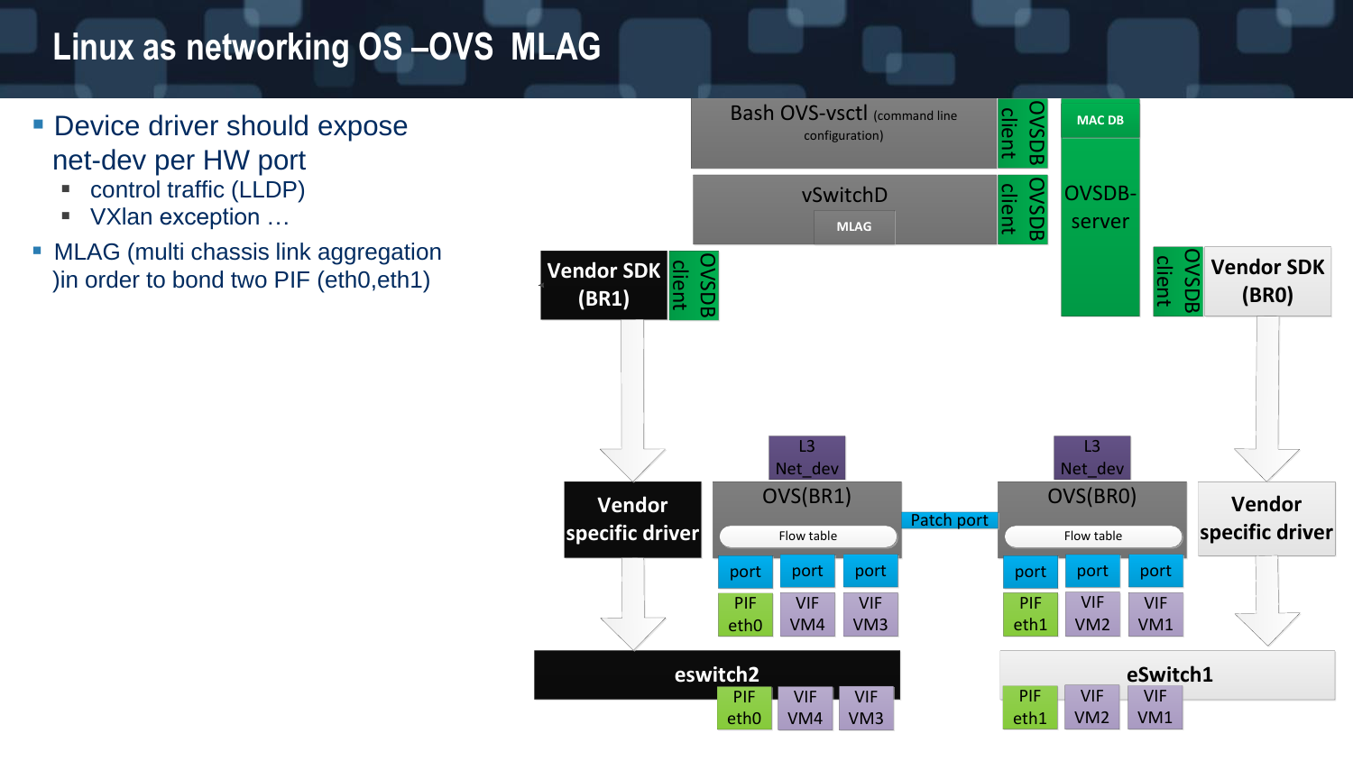# Linux as networking OS –OVS MLAG

- Device driver should expose net-dev per HW port
  - control traffic (LLDP)
  - VXlan exception …
- MLAG (multi chassis link aggregation )in order to bond two PIF (eth0,eth1)

Bash OVS-vsctl (command line configuration)

OVSDB client

vSwitchD

MLAG

OVSDB client

MAC DB

OVSDB-server

Vendor SDK (BR1)

OVSDB client

OVSDB client

Vendor SDK (BR0)

L3 Net_dev

L3 Net_dev

Vendor specific driver

OVS(BR1)

Flow table

Patch port

OVS(BR0)

Flow table

Vendor specific driver

port

port

port

PIF eth0

VIF VM4

VIF VM3

port

port

port

PIF eth1

VIF VM2

VIF VM1

eswitch2

PIF eth0

VIF VM4

VIF VM3

eSwitch1

PIF eth1

VIF VM2

VIF VM1